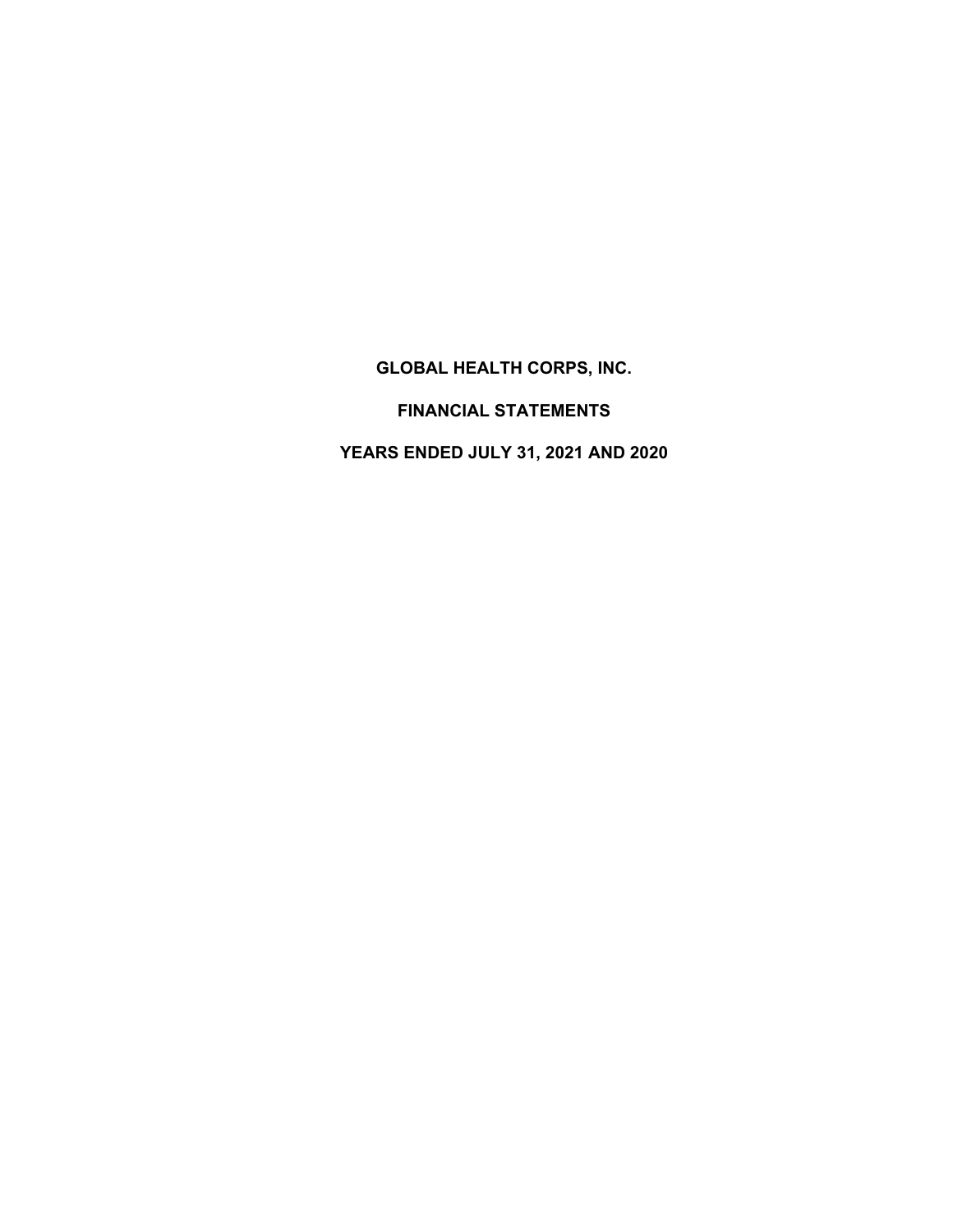# GLOBAL HEALTH CORPS, INC.

## FINANCIAL STATEMENTS

## YEARS ENDED JULY 31, 2021 AND 2020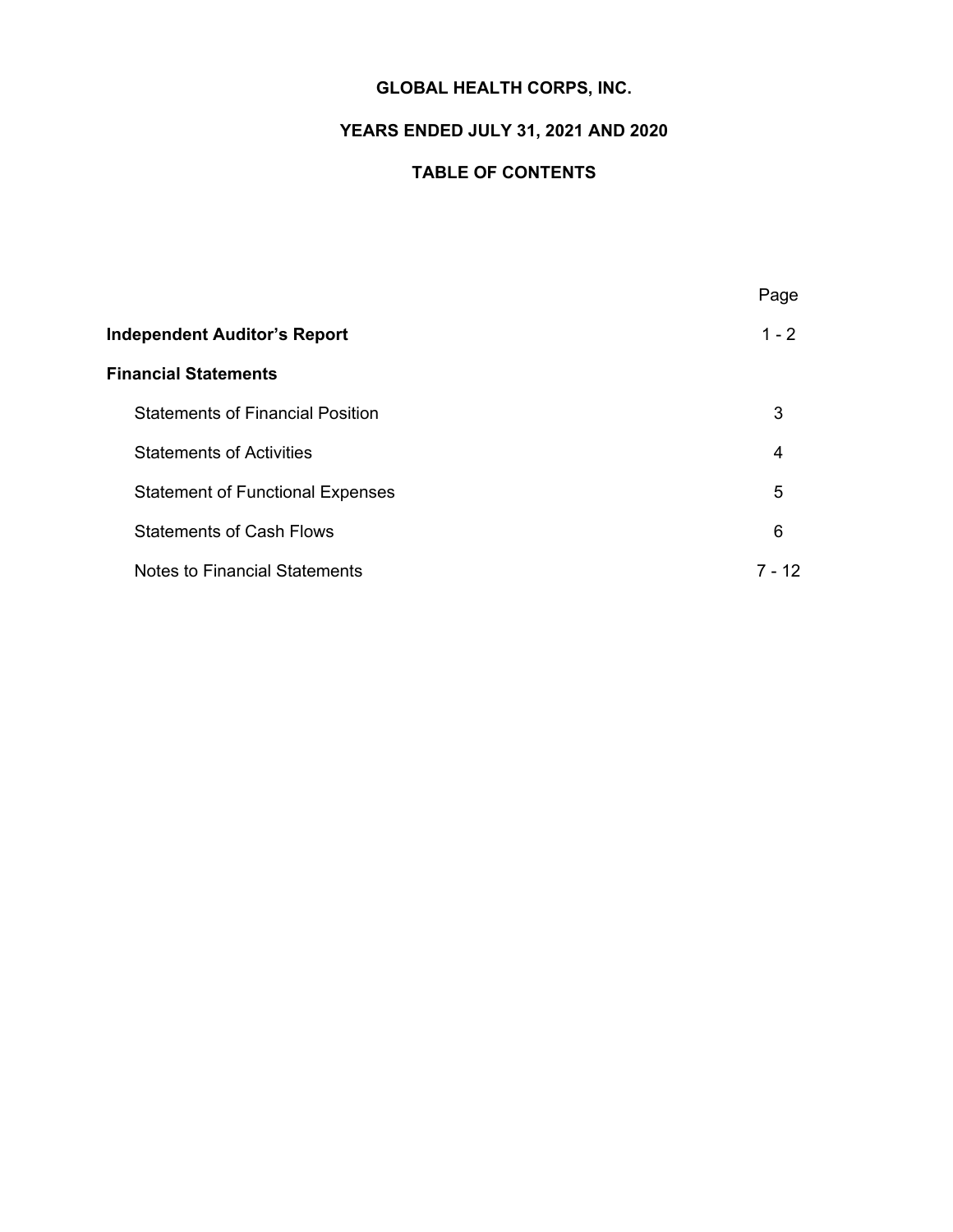# GLOBAL HEALTH CORPS, INC.

## YEARS ENDED JULY 31, 2021 AND 2020

## TABLE OF CONTENTS

| | Page |
|---|---|
| **Independent Auditor's Report** | 1 - 2 |
| **Financial Statements** | |
| Statements of Financial Position | 3 |
| Statements of Activities | 4 |
| Statement of Functional Expenses | 5 |
| Statements of Cash Flows | 6 |
| Notes to Financial Statements | 7 - 12 |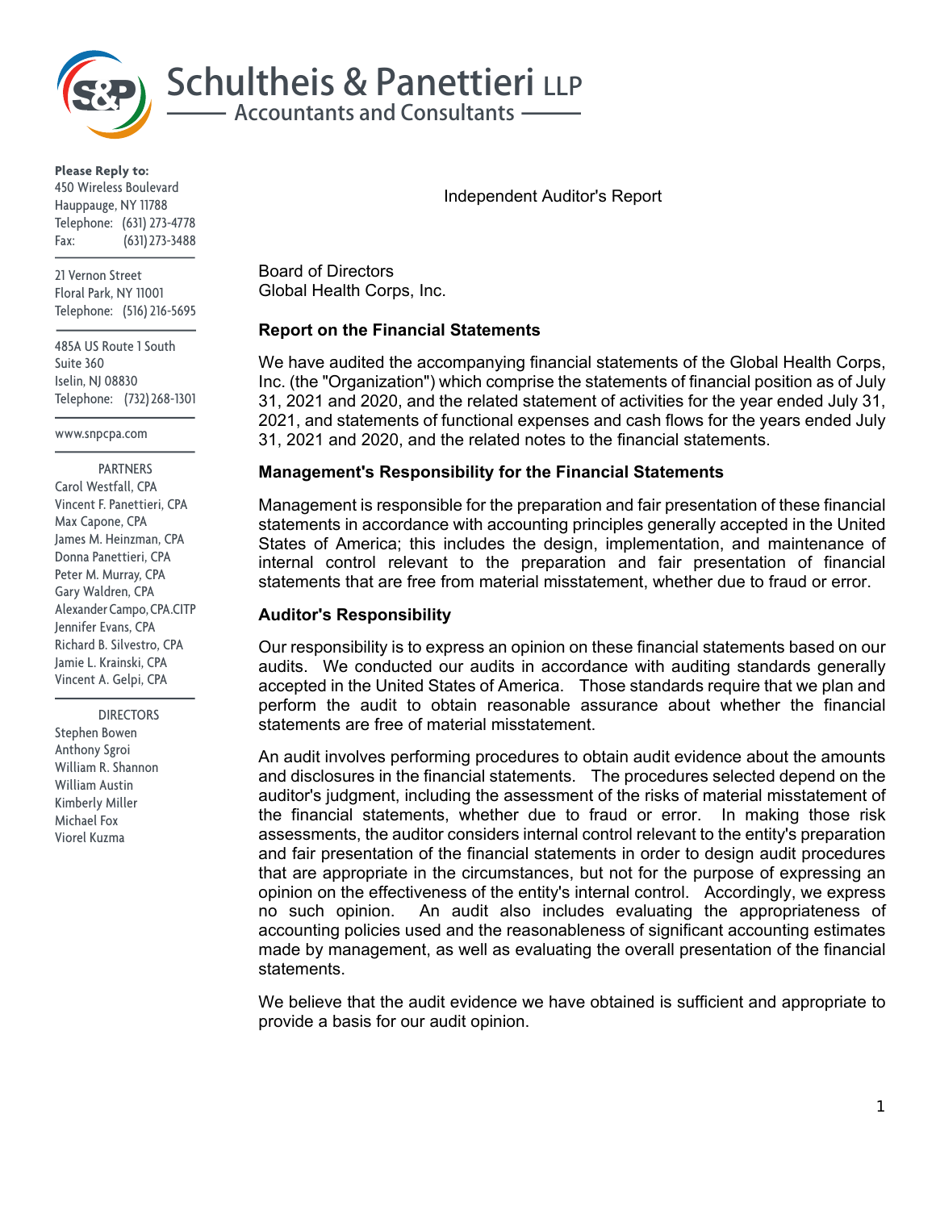# Schultheis & Panettieri LLP
Accountants and Consultants

**Please Reply to:**
450 Wireless Boulevard
Hauppauge, NY 11788
Telephone: (631) 273-4778
Fax: (631) 273-3488

21 Vernon Street
Floral Park, NY 11001
Telephone: (516) 216-5695

485A US Route 1 South
Suite 360
Iselin, NJ 08830
Telephone: (732) 268-1301

www.snpcpa.com

PARTNERS
Carol Westfall, CPA
Vincent F. Panettieri, CPA
Max Capone, CPA
James M. Heinzman, CPA
Donna Panettieri, CPA
Peter M. Murray, CPA
Gary Waldren, CPA
Alexander Campo, CPA.CITP
Jennifer Evans, CPA
Richard B. Silvestro, CPA
Jamie L. Krainski, CPA
Vincent A. Gelpi, CPA

DIRECTORS
Stephen Bowen
Anthony Sgroi
William R. Shannon
William Austin
Kimberly Miller
Michael Fox
Viorel Kuzma

Independent Auditor's Report

Board of Directors
Global Health Corps, Inc.

**Report on the Financial Statements**

We have audited the accompanying financial statements of the Global Health Corps, Inc. (the "Organization") which comprise the statements of financial position as of July 31, 2021 and 2020, and the related statement of activities for the year ended July 31, 2021, and statements of functional expenses and cash flows for the years ended July 31, 2021 and 2020, and the related notes to the financial statements.

**Management's Responsibility for the Financial Statements**

Management is responsible for the preparation and fair presentation of these financial statements in accordance with accounting principles generally accepted in the United States of America; this includes the design, implementation, and maintenance of internal control relevant to the preparation and fair presentation of financial statements that are free from material misstatement, whether due to fraud or error.

**Auditor's Responsibility**

Our responsibility is to express an opinion on these financial statements based on our audits. We conducted our audits in accordance with auditing standards generally accepted in the United States of America. Those standards require that we plan and perform the audit to obtain reasonable assurance about whether the financial statements are free of material misstatement.

An audit involves performing procedures to obtain audit evidence about the amounts and disclosures in the financial statements. The procedures selected depend on the auditor's judgment, including the assessment of the risks of material misstatement of the financial statements, whether due to fraud or error. In making those risk assessments, the auditor considers internal control relevant to the entity's preparation and fair presentation of the financial statements in order to design audit procedures that are appropriate in the circumstances, but not for the purpose of expressing an opinion on the effectiveness of the entity's internal control. Accordingly, we express no such opinion. An audit also includes evaluating the appropriateness of accounting policies used and the reasonableness of significant accounting estimates made by management, as well as evaluating the overall presentation of the financial statements.

We believe that the audit evidence we have obtained is sufficient and appropriate to provide a basis for our audit opinion.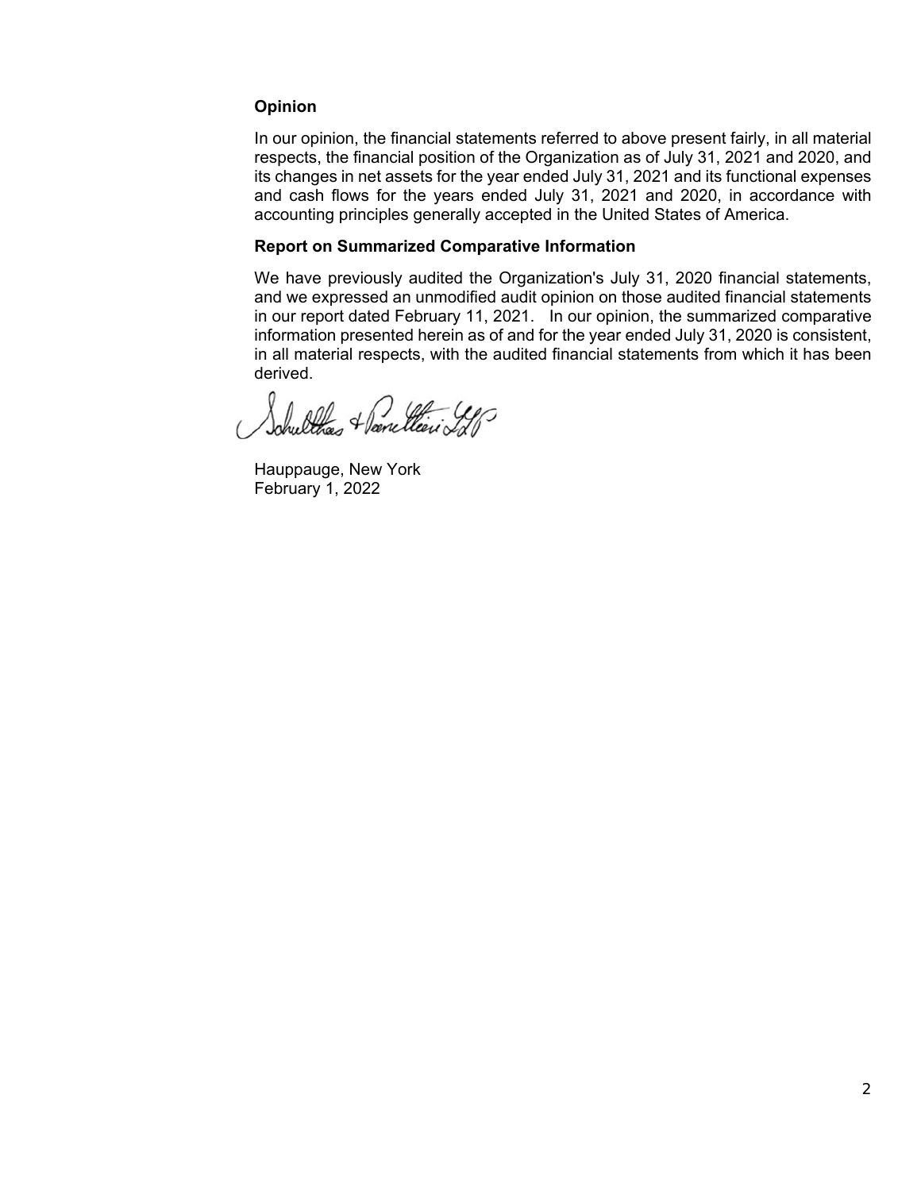**Opinion**

In our opinion, the financial statements referred to above present fairly, in all material respects, the financial position of the Organization as of July 31, 2021 and 2020, and its changes in net assets for the year ended July 31, 2021 and its functional expenses and cash flows for the years ended July 31, 2021 and 2020, in accordance with accounting principles generally accepted in the United States of America.

**Report on Summarized Comparative Information**

We have previously audited the Organization's July 31, 2020 financial statements, and we expressed an unmodified audit opinion on those audited financial statements in our report dated February 11, 2021. In our opinion, the summarized comparative information presented herein as of and for the year ended July 31, 2020 is consistent, in all material respects, with the audited financial statements from which it has been derived.

Schultheis & Panettieri LLP

Hauppauge, New York
February 1, 2022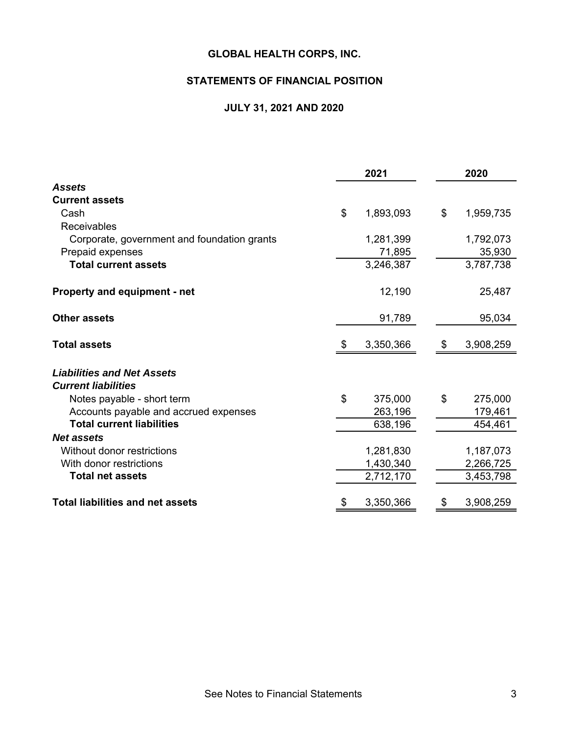# GLOBAL HEALTH CORPS, INC.

## STATEMENTS OF FINANCIAL POSITION

### JULY 31, 2021 AND 2020

| | 2021 | 2020 |
|---|---|---|
| ***Assets*** | | |
| **Current assets** | | |
| Cash | $ 1,893,093 | $ 1,959,735 |
| Receivables | | |
| Corporate, government and foundation grants | 1,281,399 | 1,792,073 |
| Prepaid expenses | 71,895 | 35,930 |
| **Total current assets** | 3,246,387 | 3,787,738 |
| **Property and equipment - net** | 12,190 | 25,487 |
| **Other assets** | 91,789 | 95,034 |
| **Total assets** | $ 3,350,366 | $ 3,908,259 |
| ***Liabilities and Net Assets*** | | |
| ***Current liabilities*** | | |
| Notes payable - short term | $ 375,000 | $ 275,000 |
| Accounts payable and accrued expenses | 263,196 | 179,461 |
| **Total current liabilities** | 638,196 | 454,461 |
| ***Net assets*** | | |
| Without donor restrictions | 1,281,830 | 1,187,073 |
| With donor restrictions | 1,430,340 | 2,266,725 |
| **Total net assets** | 2,712,170 | 3,453,798 |
| **Total liabilities and net assets** | $ 3,350,366 | $ 3,908,259 |

See Notes to Financial Statements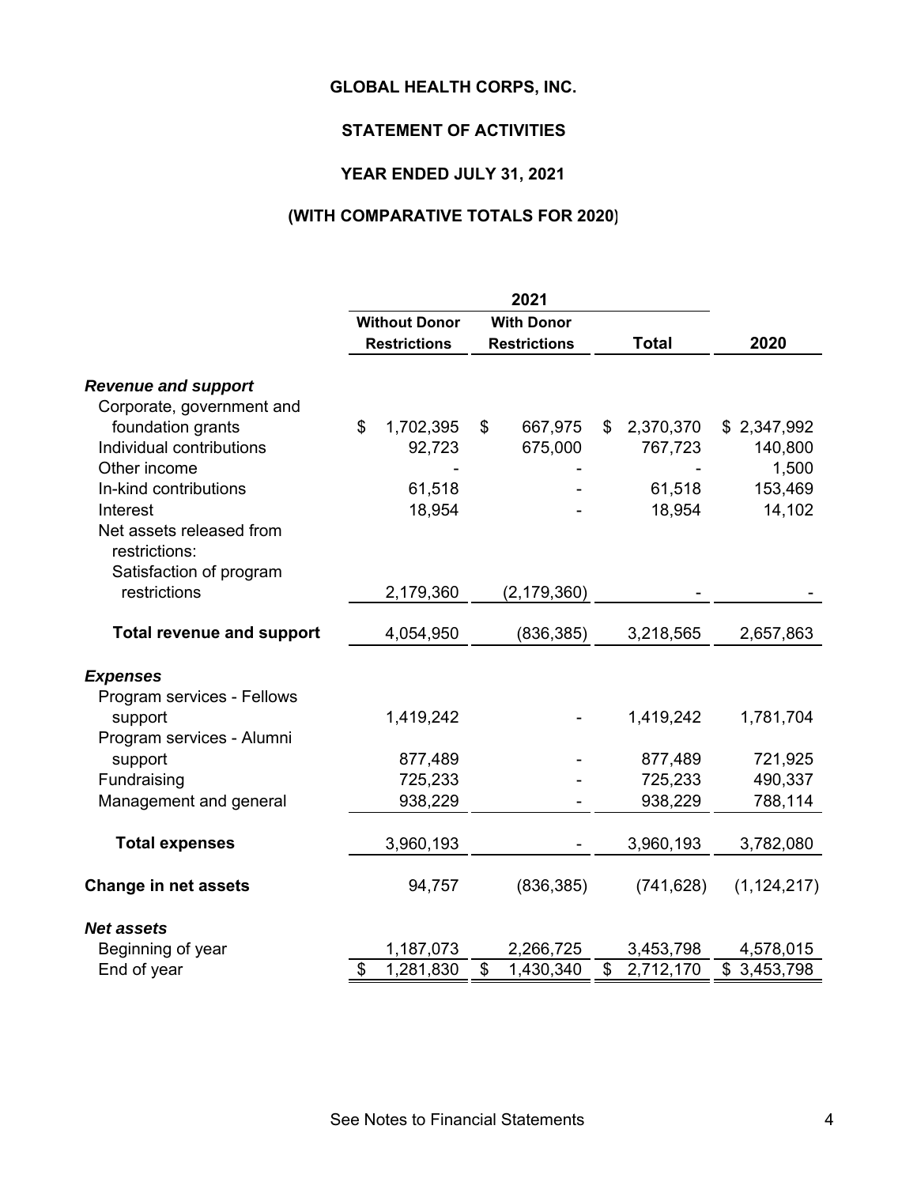**GLOBAL HEALTH CORPS, INC.**

**STATEMENT OF ACTIVITIES**

**YEAR ENDED JULY 31, 2021**

**(WITH COMPARATIVE TOTALS FOR 2020)**

| | 2021 | | | |
|---|---|---|---|---|
| | **Without Donor Restrictions** | **With Donor Restrictions** | **Total** | **2020** |
| ***Revenue and support*** | | | | |
| Corporate, government and foundation grants | $ 1,702,395 | $ 667,975 | $ 2,370,370 | $ 2,347,992 |
| Individual contributions | 92,723 | 675,000 | 767,723 | 140,800 |
| Other income | - | - | - | 1,500 |
| In-kind contributions | 61,518 | - | 61,518 | 153,469 |
| Interest | 18,954 | - | 18,954 | 14,102 |
| Net assets released from restrictions: | | | | |
| Satisfaction of program restrictions | 2,179,360 | (2,179,360) | - | - |
| **Total revenue and support** | 4,054,950 | (836,385) | 3,218,565 | 2,657,863 |
| ***Expenses*** | | | | |
| Program services - Fellows support | 1,419,242 | - | 1,419,242 | 1,781,704 |
| Program services - Alumni support | 877,489 | - | 877,489 | 721,925 |
| Fundraising | 725,233 | - | 725,233 | 490,337 |
| Management and general | 938,229 | - | 938,229 | 788,114 |
| **Total expenses** | 3,960,193 | - | 3,960,193 | 3,782,080 |
| **Change in net assets** | 94,757 | (836,385) | (741,628) | (1,124,217) |
| ***Net assets*** | | | | |
| Beginning of year | 1,187,073 | 2,266,725 | 3,453,798 | 4,578,015 |
| End of year | $ 1,281,830 | $ 1,430,340 | $ 2,712,170 | $ 3,453,798 |

See Notes to Financial Statements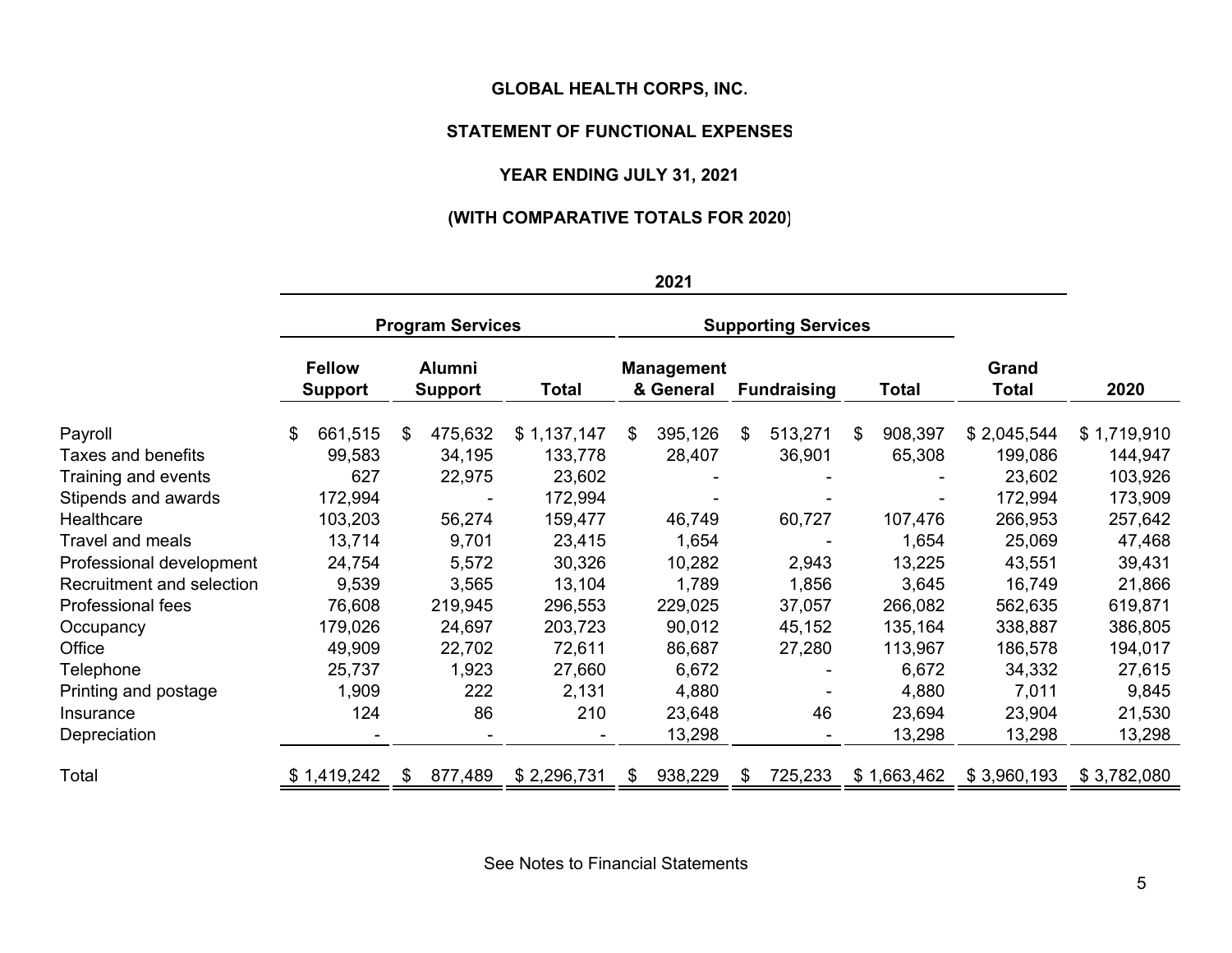# GLOBAL HEALTH CORPS, INC.

## STATEMENT OF FUNCTIONAL EXPENSES

### YEAR ENDING JULY 31, 2021

### (WITH COMPARATIVE TOTALS FOR 2020)

| | 2021 | | | | | | | |
|---|---|---|---|---|---|---|---|---|
| | Program Services | | | Supporting Services | | | | |
| | Fellow Support | Alumni Support | Total | Management & General | Fundraising | Total | Grand Total | 2020 |
| Payroll | $ 661,515 | $ 475,632 | $ 1,137,147 | $ 395,126 | $ 513,271 | $ 908,397 | $ 2,045,544 | $ 1,719,910 |
| Taxes and benefits | 99,583 | 34,195 | 133,778 | 28,407 | 36,901 | 65,308 | 199,086 | 144,947 |
| Training and events | 627 | 22,975 | 23,602 | - | - | - | 23,602 | 103,926 |
| Stipends and awards | 172,994 | - | 172,994 | - | - | - | 172,994 | 173,909 |
| Healthcare | 103,203 | 56,274 | 159,477 | 46,749 | 60,727 | 107,476 | 266,953 | 257,642 |
| Travel and meals | 13,714 | 9,701 | 23,415 | 1,654 | - | 1,654 | 25,069 | 47,468 |
| Professional development | 24,754 | 5,572 | 30,326 | 10,282 | 2,943 | 13,225 | 43,551 | 39,431 |
| Recruitment and selection | 9,539 | 3,565 | 13,104 | 1,789 | 1,856 | 3,645 | 16,749 | 21,866 |
| Professional fees | 76,608 | 219,945 | 296,553 | 229,025 | 37,057 | 266,082 | 562,635 | 619,871 |
| Occupancy | 179,026 | 24,697 | 203,723 | 90,012 | 45,152 | 135,164 | 338,887 | 386,805 |
| Office | 49,909 | 22,702 | 72,611 | 86,687 | 27,280 | 113,967 | 186,578 | 194,017 |
| Telephone | 25,737 | 1,923 | 27,660 | 6,672 | - | 6,672 | 34,332 | 27,615 |
| Printing and postage | 1,909 | 222 | 2,131 | 4,880 | - | 4,880 | 7,011 | 9,845 |
| Insurance | 124 | 86 | 210 | 23,648 | 46 | 23,694 | 23,904 | 21,530 |
| Depreciation | - | - | - | 13,298 | - | 13,298 | 13,298 | 13,298 |
| Total | $ 1,419,242 | $ 877,489 | $ 2,296,731 | $ 938,229 | $ 725,233 | $ 1,663,462 | $ 3,960,193 | $ 3,782,080 |

See Notes to Financial Statements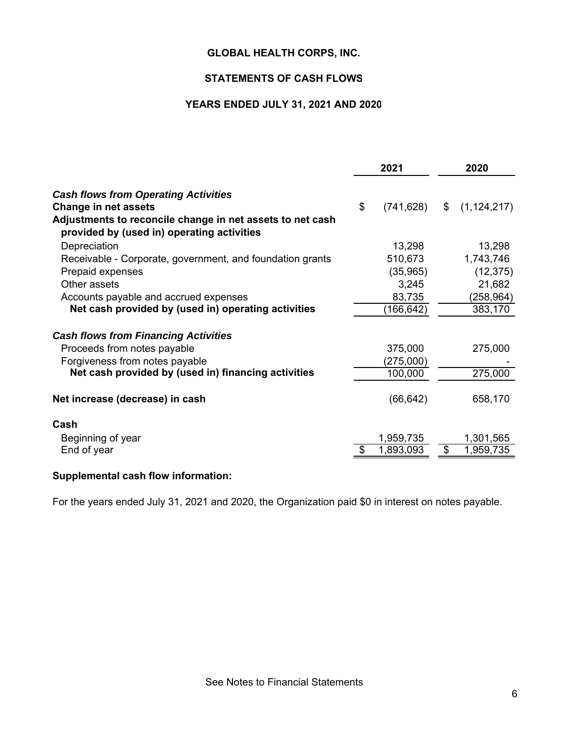# GLOBAL HEALTH CORPS, INC.

## STATEMENTS OF CASH FLOWS

### YEARS ENDED JULY 31, 2021 AND 2020

| | 2021 | 2020 |
|---|---|---|
| ***Cash flows from Operating Activities*** | | |
| **Change in net assets** | $ (741,628) | $ (1,124,217) |
| **Adjustments to reconcile change in net assets to net cash provided by (used in) operating activities** | | |
| Depreciation | 13,298 | 13,298 |
| Receivable - Corporate, government, and foundation grants | 510,673 | 1,743,746 |
| Prepaid expenses | (35,965) | (12,375) |
| Other assets | 3,245 | 21,682 |
| Accounts payable and accrued expenses | 83,735 | (258,964) |
| **Net cash provided by (used in) operating activities** | (166,642) | 383,170 |
| ***Cash flows from Financing Activities*** | | |
| Proceeds from notes payable | 375,000 | 275,000 |
| Forgiveness from notes payable | (275,000) | - |
| **Net cash provided by (used in) financing activities** | 100,000 | 275,000 |
| **Net increase (decrease) in cash** | (66,642) | 658,170 |
| **Cash** | | |
| Beginning of year | 1,959,735 | 1,301,565 |
| End of year | $ 1,893,093 | $ 1,959,735 |

**Supplemental cash flow information:**

For the years ended July 31, 2021 and 2020, the Organization paid $0 in interest on notes payable.

See Notes to Financial Statements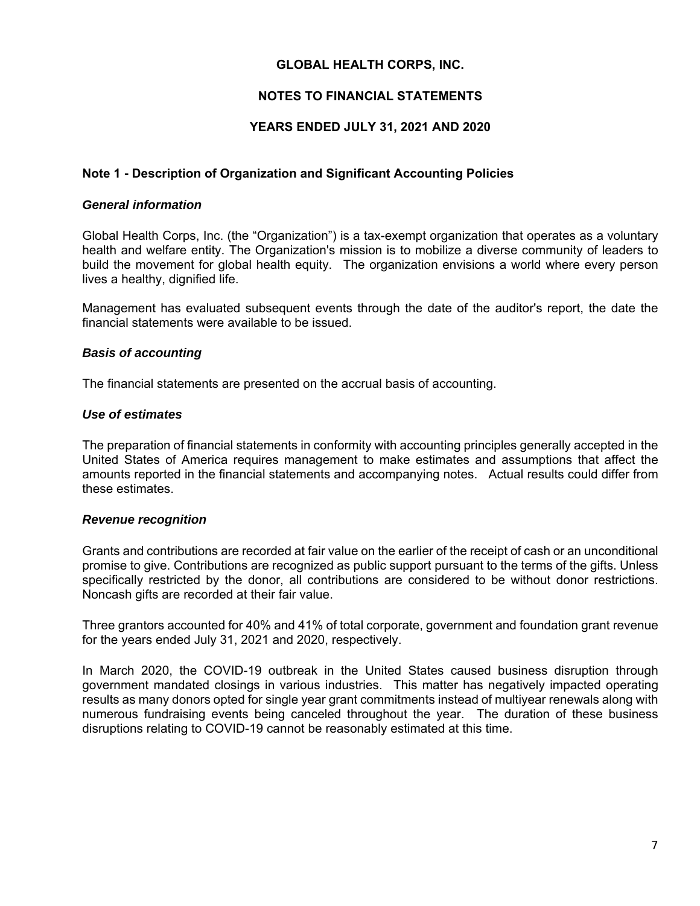**GLOBAL HEALTH CORPS, INC.**

**NOTES TO FINANCIAL STATEMENTS**

**YEARS ENDED JULY 31, 2021 AND 2020**

## Note 1 - Description of Organization and Significant Accounting Policies

***General information***

Global Health Corps, Inc. (the "Organization") is a tax-exempt organization that operates as a voluntary health and welfare entity. The Organization's mission is to mobilize a diverse community of leaders to build the movement for global health equity. The organization envisions a world where every person lives a healthy, dignified life.

Management has evaluated subsequent events through the date of the auditor's report, the date the financial statements were available to be issued.

***Basis of accounting***

The financial statements are presented on the accrual basis of accounting.

***Use of estimates***

The preparation of financial statements in conformity with accounting principles generally accepted in the United States of America requires management to make estimates and assumptions that affect the amounts reported in the financial statements and accompanying notes. Actual results could differ from these estimates.

***Revenue recognition***

Grants and contributions are recorded at fair value on the earlier of the receipt of cash or an unconditional promise to give. Contributions are recognized as public support pursuant to the terms of the gifts. Unless specifically restricted by the donor, all contributions are considered to be without donor restrictions. Noncash gifts are recorded at their fair value.

Three grantors accounted for 40% and 41% of total corporate, government and foundation grant revenue for the years ended July 31, 2021 and 2020, respectively.

In March 2020, the COVID-19 outbreak in the United States caused business disruption through government mandated closings in various industries. This matter has negatively impacted operating results as many donors opted for single year grant commitments instead of multiyear renewals along with numerous fundraising events being canceled throughout the year. The duration of these business disruptions relating to COVID-19 cannot be reasonably estimated at this time.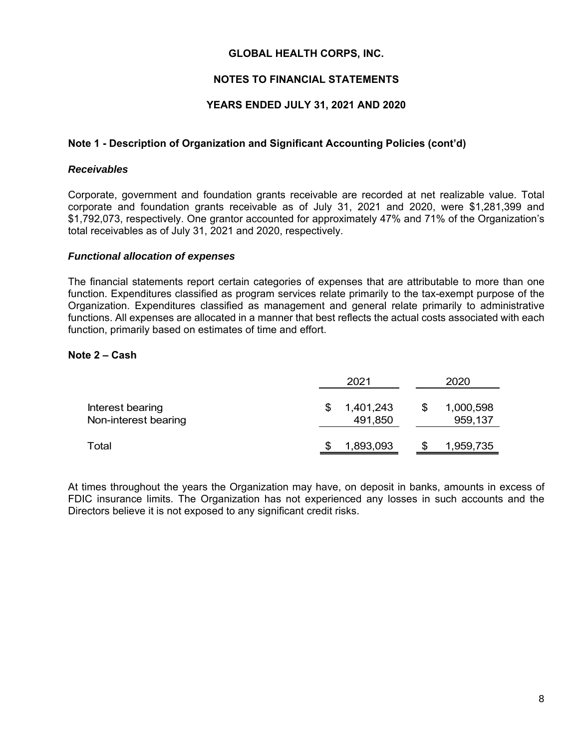# GLOBAL HEALTH CORPS, INC.

## NOTES TO FINANCIAL STATEMENTS

## YEARS ENDED JULY 31, 2021 AND 2020

### Note 1 - Description of Organization and Significant Accounting Policies (cont'd)

***Receivables***

Corporate, government and foundation grants receivable are recorded at net realizable value. Total corporate and foundation grants receivable as of July 31, 2021 and 2020, were $1,281,399 and $1,792,073, respectively. One grantor accounted for approximately 47% and 71% of the Organization's total receivables as of July 31, 2021 and 2020, respectively.

***Functional allocation of expenses***

The financial statements report certain categories of expenses that are attributable to more than one function. Expenditures classified as program services relate primarily to the tax-exempt purpose of the Organization. Expenditures classified as management and general relate primarily to administrative functions. All expenses are allocated in a manner that best reflects the actual costs associated with each function, primarily based on estimates of time and effort.

### Note 2 – Cash

| | 2021 | 2020 |
|---|---|---|
| Interest bearing | $ 1,401,243 | $ 1,000,598 |
| Non-interest bearing | 491,850 | 959,137 |
| Total | $ 1,893,093 | $ 1,959,735 |

At times throughout the years the Organization may have, on deposit in banks, amounts in excess of FDIC insurance limits. The Organization has not experienced any losses in such accounts and the Directors believe it is not exposed to any significant credit risks.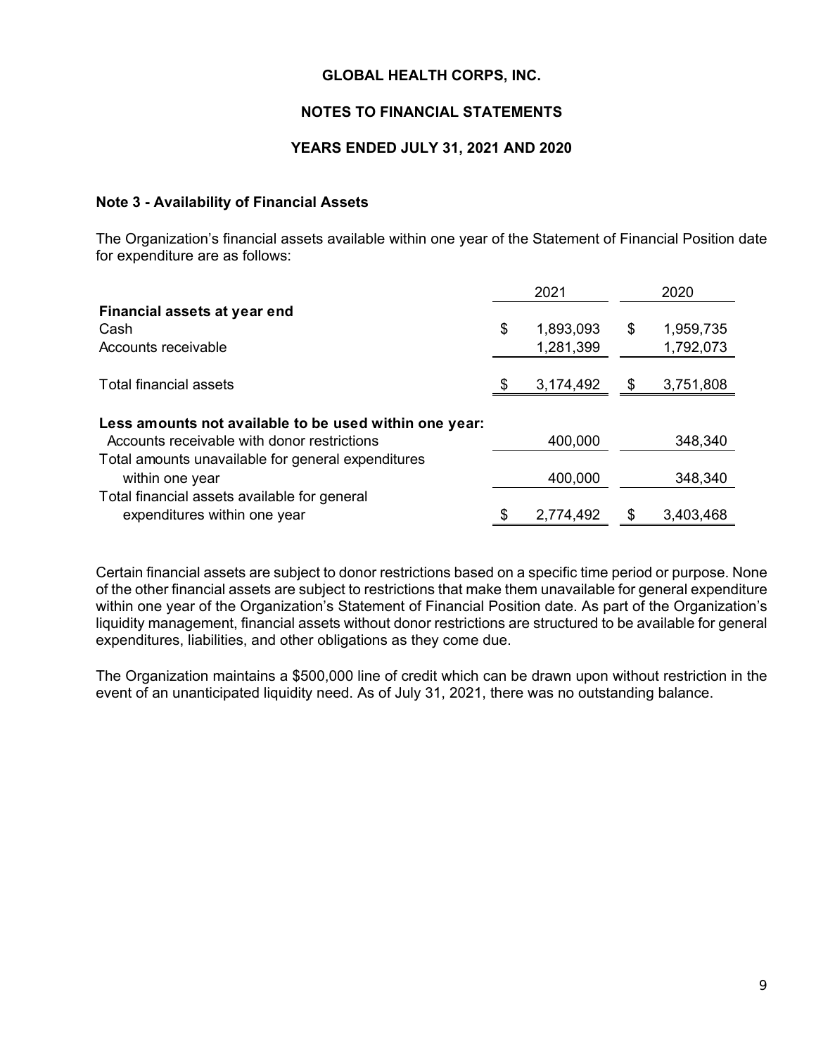**GLOBAL HEALTH CORPS, INC.**

**NOTES TO FINANCIAL STATEMENTS**

**YEARS ENDED JULY 31, 2021 AND 2020**

### Note 3 - Availability of Financial Assets

The Organization's financial assets available within one year of the Statement of Financial Position date for expenditure are as follows:

| | 2021 | 2020 |
|---|---|---|
| **Financial assets at year end** | | |
| Cash | $ 1,893,093 | $ 1,959,735 |
| Accounts receivable | 1,281,399 | 1,792,073 |
| Total financial assets | $ 3,174,492 | $ 3,751,808 |
| **Less amounts not available to be used within one year:** | | |
| Accounts receivable with donor restrictions | 400,000 | 348,340 |
| Total amounts unavailable for general expenditures within one year | 400,000 | 348,340 |
| Total financial assets available for general expenditures within one year | $ 2,774,492 | $ 3,403,468 |

Certain financial assets are subject to donor restrictions based on a specific time period or purpose. None of the other financial assets are subject to restrictions that make them unavailable for general expenditure within one year of the Organization's Statement of Financial Position date. As part of the Organization's liquidity management, financial assets without donor restrictions are structured to be available for general expenditures, liabilities, and other obligations as they come due.

The Organization maintains a $500,000 line of credit which can be drawn upon without restriction in the event of an unanticipated liquidity need. As of July 31, 2021, there was no outstanding balance.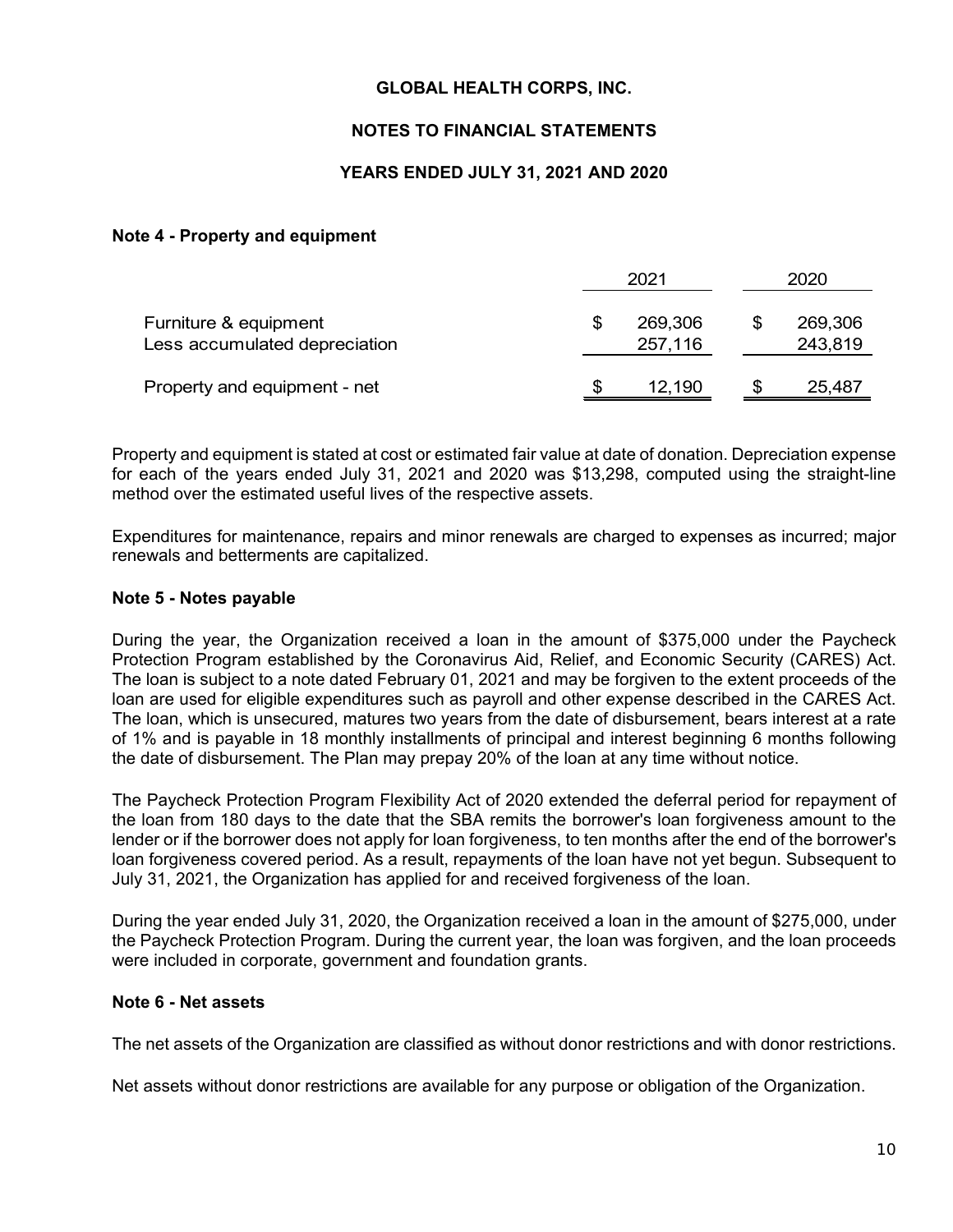# GLOBAL HEALTH CORPS, INC.

## NOTES TO FINANCIAL STATEMENTS

### YEARS ENDED JULY 31, 2021 AND 2020

**Note 4 - Property and equipment**

| | 2021 | 2020 |
|---|---|---|
| Furniture & equipment | $ 269,306 | $ 269,306 |
| Less accumulated depreciation | 257,116 | 243,819 |
| Property and equipment - net | $ 12,190 | $ 25,487 |

Property and equipment is stated at cost or estimated fair value at date of donation. Depreciation expense for each of the years ended July 31, 2021 and 2020 was $13,298, computed using the straight-line method over the estimated useful lives of the respective assets.

Expenditures for maintenance, repairs and minor renewals are charged to expenses as incurred; major renewals and betterments are capitalized.

**Note 5 - Notes payable**

During the year, the Organization received a loan in the amount of $375,000 under the Paycheck Protection Program established by the Coronavirus Aid, Relief, and Economic Security (CARES) Act. The loan is subject to a note dated February 01, 2021 and may be forgiven to the extent proceeds of the loan are used for eligible expenditures such as payroll and other expense described in the CARES Act. The loan, which is unsecured, matures two years from the date of disbursement, bears interest at a rate of 1% and is payable in 18 monthly installments of principal and interest beginning 6 months following the date of disbursement. The Plan may prepay 20% of the loan at any time without notice.

The Paycheck Protection Program Flexibility Act of 2020 extended the deferral period for repayment of the loan from 180 days to the date that the SBA remits the borrower's loan forgiveness amount to the lender or if the borrower does not apply for loan forgiveness, to ten months after the end of the borrower's loan forgiveness covered period. As a result, repayments of the loan have not yet begun. Subsequent to July 31, 2021, the Organization has applied for and received forgiveness of the loan.

During the year ended July 31, 2020, the Organization received a loan in the amount of $275,000, under the Paycheck Protection Program. During the current year, the loan was forgiven, and the loan proceeds were included in corporate, government and foundation grants.

**Note 6 - Net assets**

The net assets of the Organization are classified as without donor restrictions and with donor restrictions.

Net assets without donor restrictions are available for any purpose or obligation of the Organization.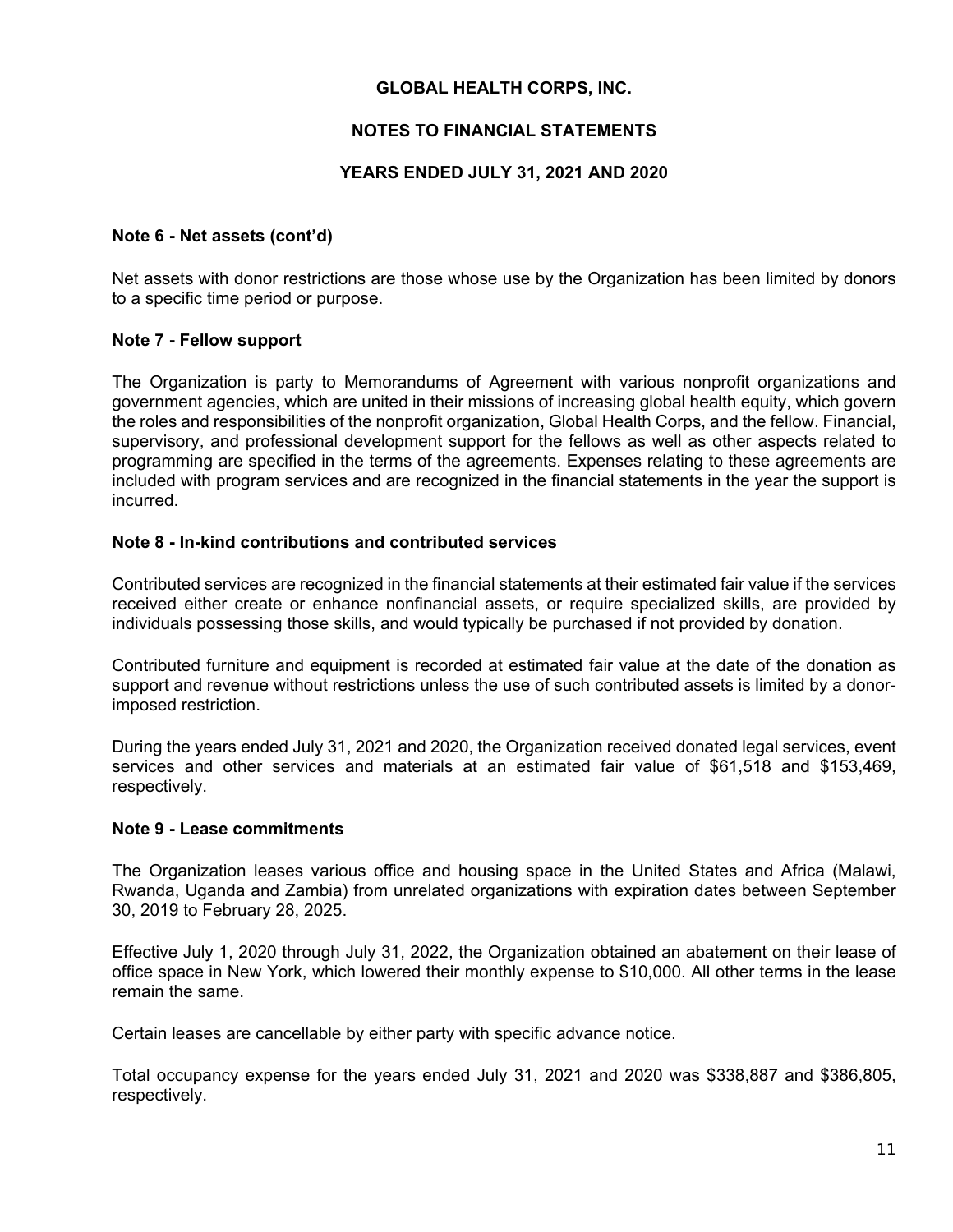## Note 6 - Net assets (cont'd)

Net assets with donor restrictions are those whose use by the Organization has been limited by donors to a specific time period or purpose.

## Note 7 - Fellow support

The Organization is party to Memorandums of Agreement with various nonprofit organizations and government agencies, which are united in their missions of increasing global health equity, which govern the roles and responsibilities of the nonprofit organization, Global Health Corps, and the fellow. Financial, supervisory, and professional development support for the fellows as well as other aspects related to programming are specified in the terms of the agreements. Expenses relating to these agreements are included with program services and are recognized in the financial statements in the year the support is incurred.

## Note 8 - In-kind contributions and contributed services

Contributed services are recognized in the financial statements at their estimated fair value if the services received either create or enhance nonfinancial assets, or require specialized skills, are provided by individuals possessing those skills, and would typically be purchased if not provided by donation.

Contributed furniture and equipment is recorded at estimated fair value at the date of the donation as support and revenue without restrictions unless the use of such contributed assets is limited by a donor-imposed restriction.

During the years ended July 31, 2021 and 2020, the Organization received donated legal services, event services and other services and materials at an estimated fair value of $61,518 and $153,469, respectively.

## Note 9 - Lease commitments

The Organization leases various office and housing space in the United States and Africa (Malawi, Rwanda, Uganda and Zambia) from unrelated organizations with expiration dates between September 30, 2019 to February 28, 2025.

Effective July 1, 2020 through July 31, 2022, the Organization obtained an abatement on their lease of office space in New York, which lowered their monthly expense to $10,000. All other terms in the lease remain the same.

Certain leases are cancellable by either party with specific advance notice.

Total occupancy expense for the years ended July 31, 2021 and 2020 was $338,887 and $386,805, respectively.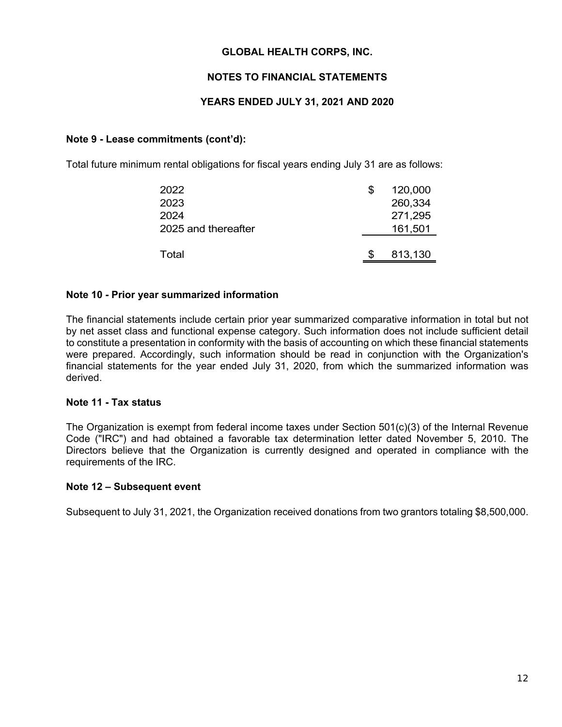**Note 9 - Lease commitments (cont'd):**

Total future minimum rental obligations for fiscal years ending July 31 are as follows:

| | |
|---|---|
| 2022 | $ 120,000 |
| 2023 | 260,334 |
| 2024 | 271,295 |
| 2025 and thereafter | 161,501 |
| Total | $ 813,130 |

**Note 10 - Prior year summarized information**

The financial statements include certain prior year summarized comparative information in total but not by net asset class and functional expense category. Such information does not include sufficient detail to constitute a presentation in conformity with the basis of accounting on which these financial statements were prepared. Accordingly, such information should be read in conjunction with the Organization's financial statements for the year ended July 31, 2020, from which the summarized information was derived.

**Note 11 - Tax status**

The Organization is exempt from federal income taxes under Section 501(c)(3) of the Internal Revenue Code ("IRC") and had obtained a favorable tax determination letter dated November 5, 2010. The Directors believe that the Organization is currently designed and operated in compliance with the requirements of the IRC.

**Note 12 – Subsequent event**

Subsequent to July 31, 2021, the Organization received donations from two grantors totaling $8,500,000.